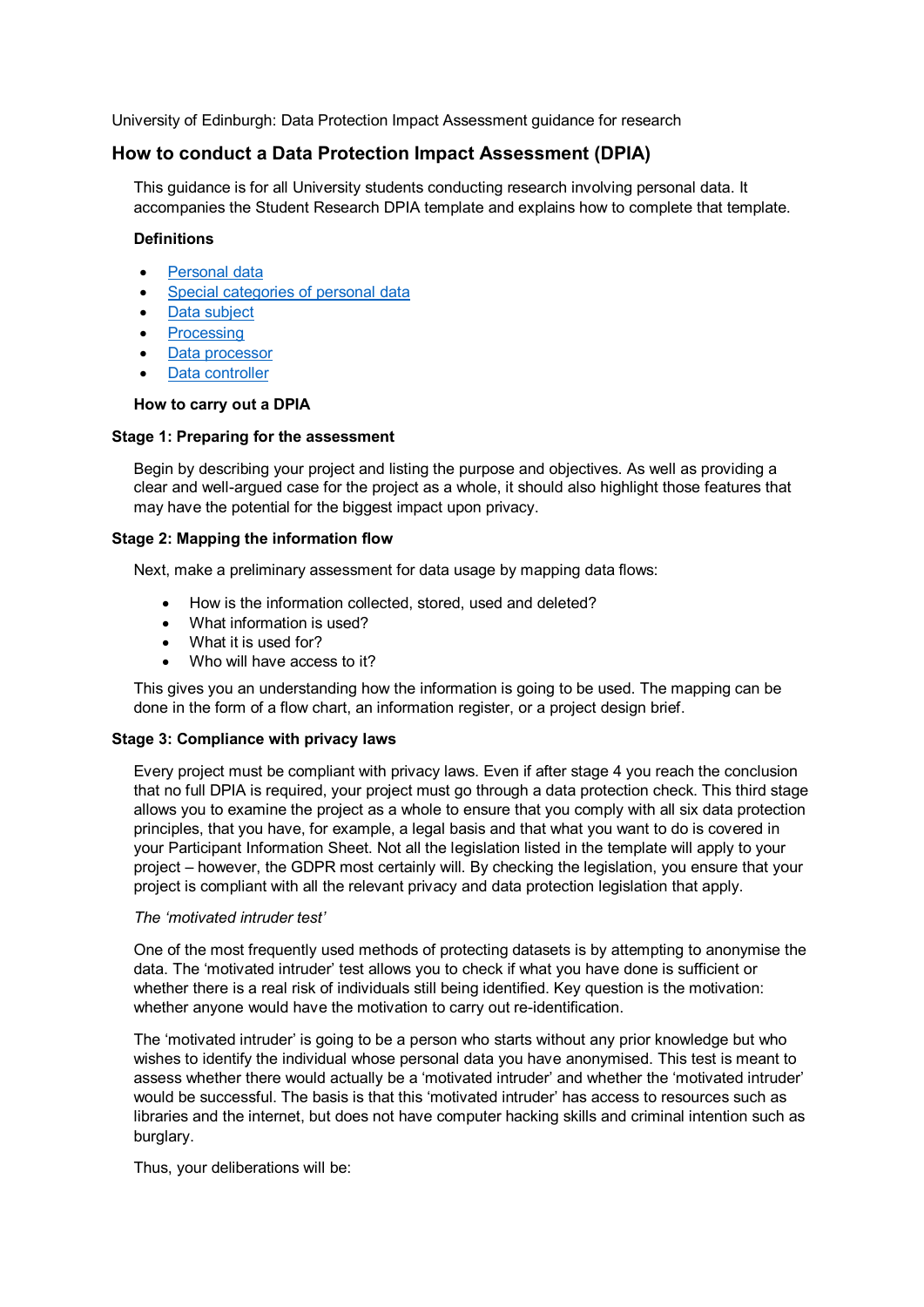University of Edinburgh: Data Protection Impact Assessment guidance for research

## How to conduct a Data Protection Impact Assessment (DPIA)

This guidance is for all University students conducting research involving personal data. It accompanies the Student Research DPIA template and explains how to complete that template.

**Definitions**

- Personal data
- Special categories of personal data
- Data subject
- Processing
- Data processor
- Data controller

**How to carry out a DPIA**

### Stage 1: Preparing for the assessment

Begin by describing your project and listing the purpose and objectives. As well as providing a clear and well-argued case for the project as a whole, it should also highlight those features that may have the potential for the biggest impact upon privacy.

### Stage 2: Mapping the information flow

Next, make a preliminary assessment for data usage by mapping data flows:

- How is the information collected, stored, used and deleted?
- What information is used?
- What it is used for?
- Who will have access to it?

This gives you an understanding how the information is going to be used. The mapping can be done in the form of a flow chart, an information register, or a project design brief.

### Stage 3: Compliance with privacy laws

Every project must be compliant with privacy laws. Even if after stage 4 you reach the conclusion that no full DPIA is required, your project must go through a data protection check. This third stage allows you to examine the project as a whole to ensure that you comply with all six data protection principles, that you have, for example, a legal basis and that what you want to do is covered in your Participant Information Sheet. Not all the legislation listed in the template will apply to your project – however, the GDPR most certainly will. By checking the legislation, you ensure that your project is compliant with all the relevant privacy and data protection legislation that apply.

*The 'motivated intruder test'*

One of the most frequently used methods of protecting datasets is by attempting to anonymise the data. The 'motivated intruder' test allows you to check if what you have done is sufficient or whether there is a real risk of individuals still being identified. Key question is the motivation: whether anyone would have the motivation to carry out re-identification.

The 'motivated intruder' is going to be a person who starts without any prior knowledge but who wishes to identify the individual whose personal data you have anonymised. This test is meant to assess whether there would actually be a 'motivated intruder' and whether the 'motivated intruder' would be successful. The basis is that this 'motivated intruder' has access to resources such as libraries and the internet, but does not have computer hacking skills and criminal intention such as burglary.

Thus, your deliberations will be: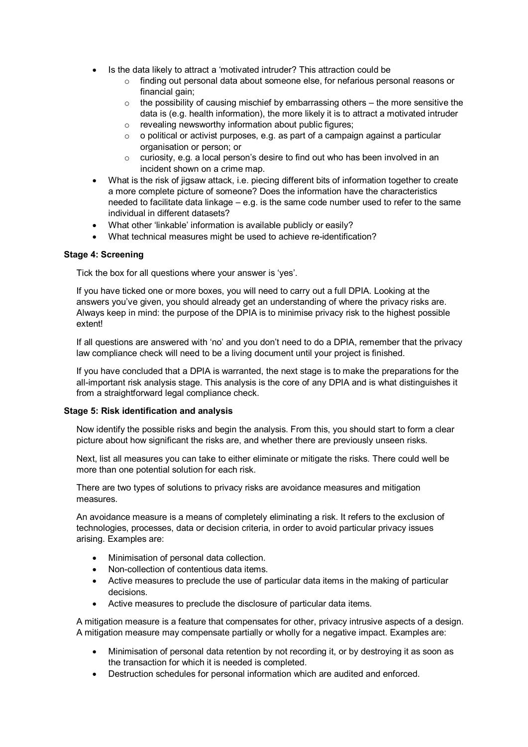- Is the data likely to attract a 'motivated intruder? This attraction could be
  - finding out personal data about someone else, for nefarious personal reasons or financial gain;
  - the possibility of causing mischief by embarrassing others – the more sensitive the data is (e.g. health information), the more likely it is to attract a motivated intruder
  - revealing newsworthy information about public figures;
  - o political or activist purposes, e.g. as part of a campaign against a particular organisation or person; or
  - curiosity, e.g. a local person's desire to find out who has been involved in an incident shown on a crime map.
- What is the risk of jigsaw attack, i.e. piecing different bits of information together to create a more complete picture of someone? Does the information have the characteristics needed to facilitate data linkage – e.g. is the same code number used to refer to the same individual in different datasets?
- What other 'linkable' information is available publicly or easily?
- What technical measures might be used to achieve re-identification?

**Stage 4: Screening**

Tick the box for all questions where your answer is 'yes'.

If you have ticked one or more boxes, you will need to carry out a full DPIA. Looking at the answers you've given, you should already get an understanding of where the privacy risks are. Always keep in mind: the purpose of the DPIA is to minimise privacy risk to the highest possible extent!

If all questions are answered with 'no' and you don't need to do a DPIA, remember that the privacy law compliance check will need to be a living document until your project is finished.

If you have concluded that a DPIA is warranted, the next stage is to make the preparations for the all-important risk analysis stage. This analysis is the core of any DPIA and is what distinguishes it from a straightforward legal compliance check.

**Stage 5: Risk identification and analysis**

Now identify the possible risks and begin the analysis. From this, you should start to form a clear picture about how significant the risks are, and whether there are previously unseen risks.

Next, list all measures you can take to either eliminate or mitigate the risks. There could well be more than one potential solution for each risk.

There are two types of solutions to privacy risks are avoidance measures and mitigation measures.

An avoidance measure is a means of completely eliminating a risk. It refers to the exclusion of technologies, processes, data or decision criteria, in order to avoid particular privacy issues arising. Examples are:

- Minimisation of personal data collection.
- Non-collection of contentious data items.
- Active measures to preclude the use of particular data items in the making of particular decisions.
- Active measures to preclude the disclosure of particular data items.

A mitigation measure is a feature that compensates for other, privacy intrusive aspects of a design. A mitigation measure may compensate partially or wholly for a negative impact. Examples are:

- Minimisation of personal data retention by not recording it, or by destroying it as soon as the transaction for which it is needed is completed.
- Destruction schedules for personal information which are audited and enforced.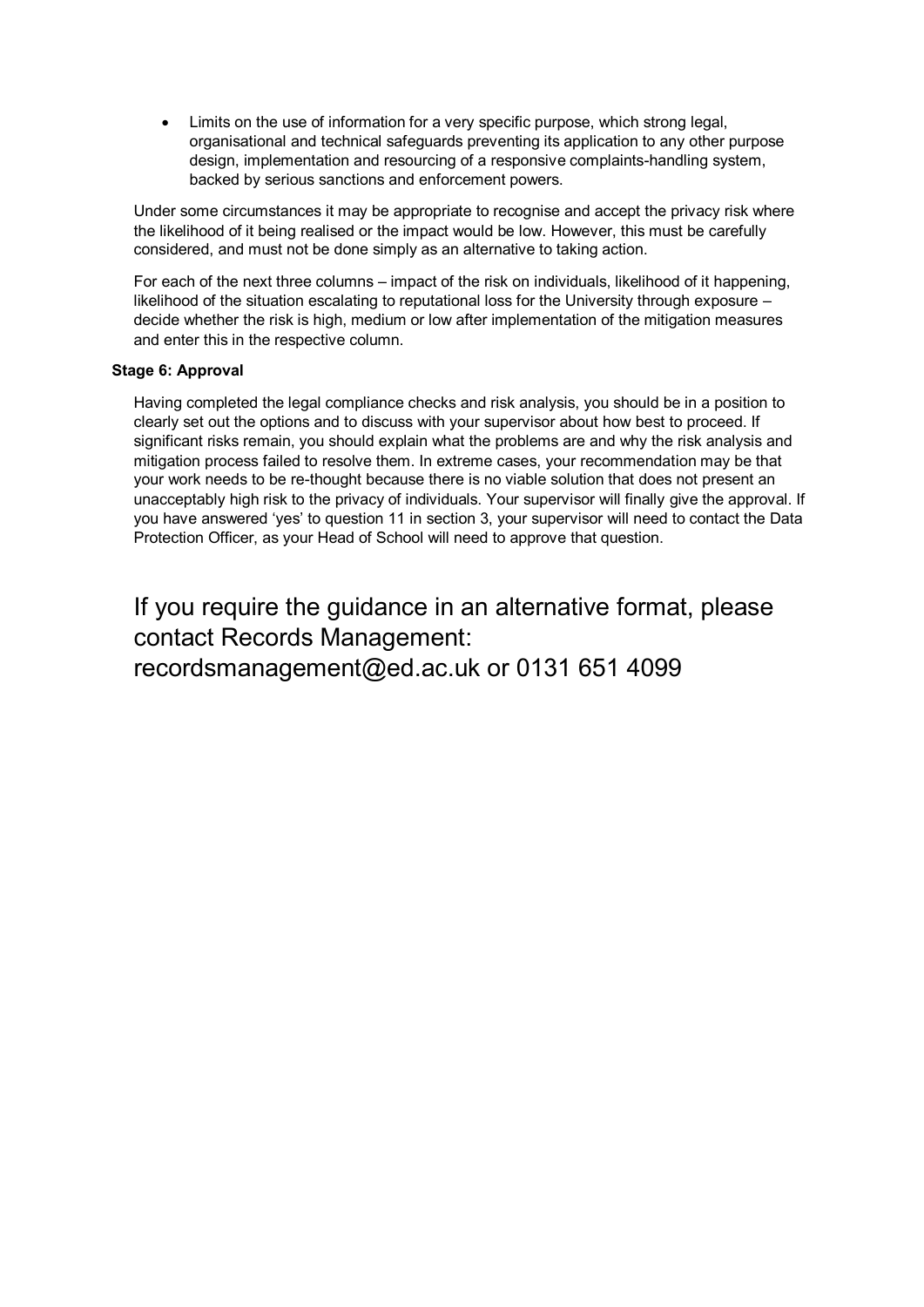- Limits on the use of information for a very specific purpose, which strong legal, organisational and technical safeguards preventing its application to any other purpose design, implementation and resourcing of a responsive complaints-handling system, backed by serious sanctions and enforcement powers.

Under some circumstances it may be appropriate to recognise and accept the privacy risk where the likelihood of it being realised or the impact would be low. However, this must be carefully considered, and must not be done simply as an alternative to taking action.

For each of the next three columns – impact of the risk on individuals, likelihood of it happening, likelihood of the situation escalating to reputational loss for the University through exposure – decide whether the risk is high, medium or low after implementation of the mitigation measures and enter this in the respective column.

**Stage 6: Approval**

Having completed the legal compliance checks and risk analysis, you should be in a position to clearly set out the options and to discuss with your supervisor about how best to proceed. If significant risks remain, you should explain what the problems are and why the risk analysis and mitigation process failed to resolve them. In extreme cases, your recommendation may be that your work needs to be re-thought because there is no viable solution that does not present an unacceptably high risk to the privacy of individuals. Your supervisor will finally give the approval. If you have answered 'yes' to question 11 in section 3, your supervisor will need to contact the Data Protection Officer, as your Head of School will need to approve that question.

## If you require the guidance in an alternative format, please contact Records Management: recordsmanagement@ed.ac.uk or 0131 651 4099